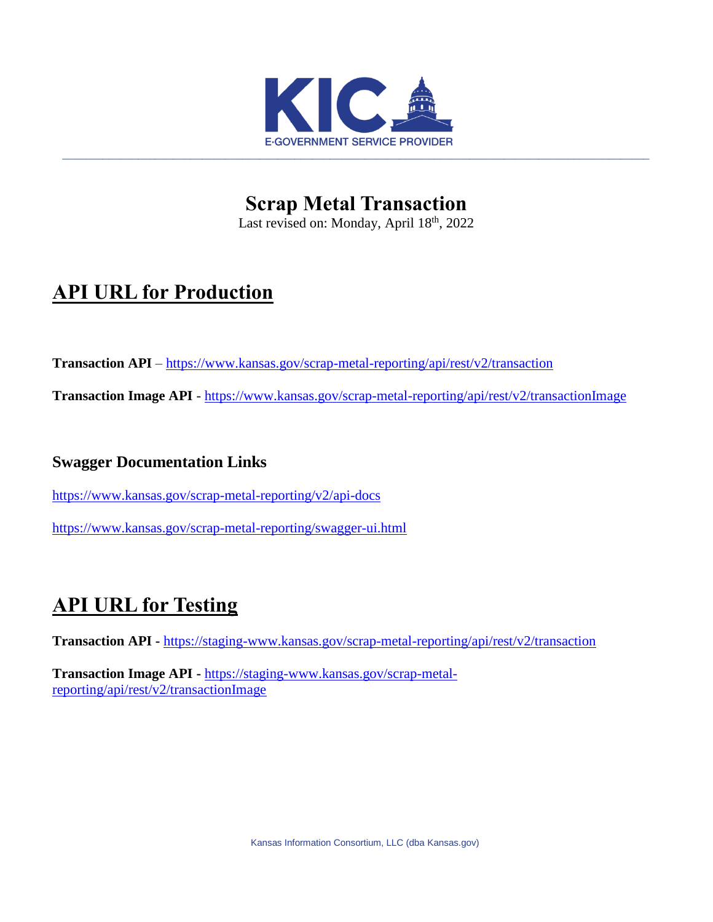# Scrap Metal Transaction

Last revised on: Monday, April 18th, 2022

## API URL for Production

**Transaction API** – https://www.kansas.gov/scrap-metal-reporting/api/rest/v2/transaction

**Transaction Image API** - https://www.kansas.gov/scrap-metal-reporting/api/rest/v2/transactionImage

### Swagger Documentation Links

https://www.kansas.gov/scrap-metal-reporting/v2/api-docs

https://www.kansas.gov/scrap-metal-reporting/swagger-ui.html

## API URL for Testing

**Transaction API** - https://staging-www.kansas.gov/scrap-metal-reporting/api/rest/v2/transaction

**Transaction Image API** - https://staging-www.kansas.gov/scrap-metal-reporting/api/rest/v2/transactionImage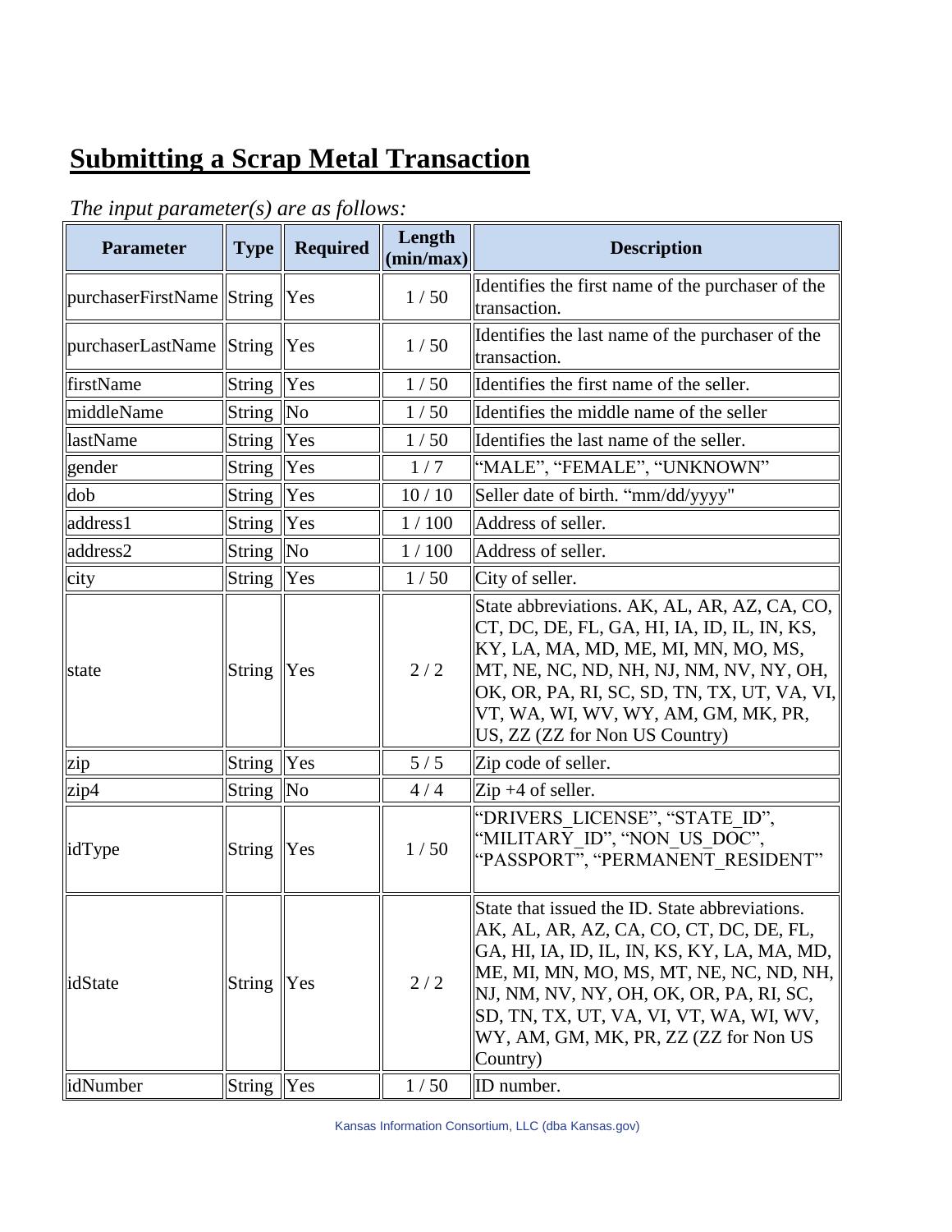# Submitting a Scrap Metal Transaction

*The input parameter(s) are as follows:*

| Parameter | Type | Required | Length (min/max) | Description |
|---|---|---|---|---|
| purchaserFirstName | String | Yes | 1 / 50 | Identifies the first name of the purchaser of the transaction. |
| purchaserLastName | String | Yes | 1 / 50 | Identifies the last name of the purchaser of the transaction. |
| firstName | String | Yes | 1 / 50 | Identifies the first name of the seller. |
| middleName | String | No | 1 / 50 | Identifies the middle name of the seller |
| lastName | String | Yes | 1 / 50 | Identifies the last name of the seller. |
| gender | String | Yes | 1 / 7 | "MALE", "FEMALE", "UNKNOWN" |
| dob | String | Yes | 10 / 10 | Seller date of birth. "mm/dd/yyyy" |
| address1 | String | Yes | 1 / 100 | Address of seller. |
| address2 | String | No | 1 / 100 | Address of seller. |
| city | String | Yes | 1 / 50 | City of seller. |
| state | String | Yes | 2 / 2 | State abbreviations. AK, AL, AR, AZ, CA, CO, CT, DC, DE, FL, GA, HI, IA, ID, IL, IN, KS, KY, LA, MA, MD, ME, MI, MN, MO, MS, MT, NE, NC, ND, NH, NJ, NM, NV, NY, OH, OK, OR, PA, RI, SC, SD, TN, TX, UT, VA, VI, VT, WA, WI, WV, WY, AM, GM, MK, PR, US, ZZ (ZZ for Non US Country) |
| zip | String | Yes | 5 / 5 | Zip code of seller. |
| zip4 | String | No | 4 / 4 | Zip +4 of seller. |
| idType | String | Yes | 1 / 50 | "DRIVERS_LICENSE", "STATE_ID", "MILITARY_ID", "NON_US_DOC", "PASSPORT", "PERMANENT_RESIDENT" |
| idState | String | Yes | 2 / 2 | State that issued the ID. State abbreviations. AK, AL, AR, AZ, CA, CO, CT, DC, DE, FL, GA, HI, IA, ID, IL, IN, KS, KY, LA, MA, MD, ME, MI, MN, MO, MS, MT, NE, NC, ND, NH, NJ, NM, NV, NY, OH, OK, OR, PA, RI, SC, SD, TN, TX, UT, VA, VI, VT, WA, WI, WV, WY, AM, GM, MK, PR, ZZ (ZZ for Non US Country) |
| idNumber | String | Yes | 1 / 50 | ID number. |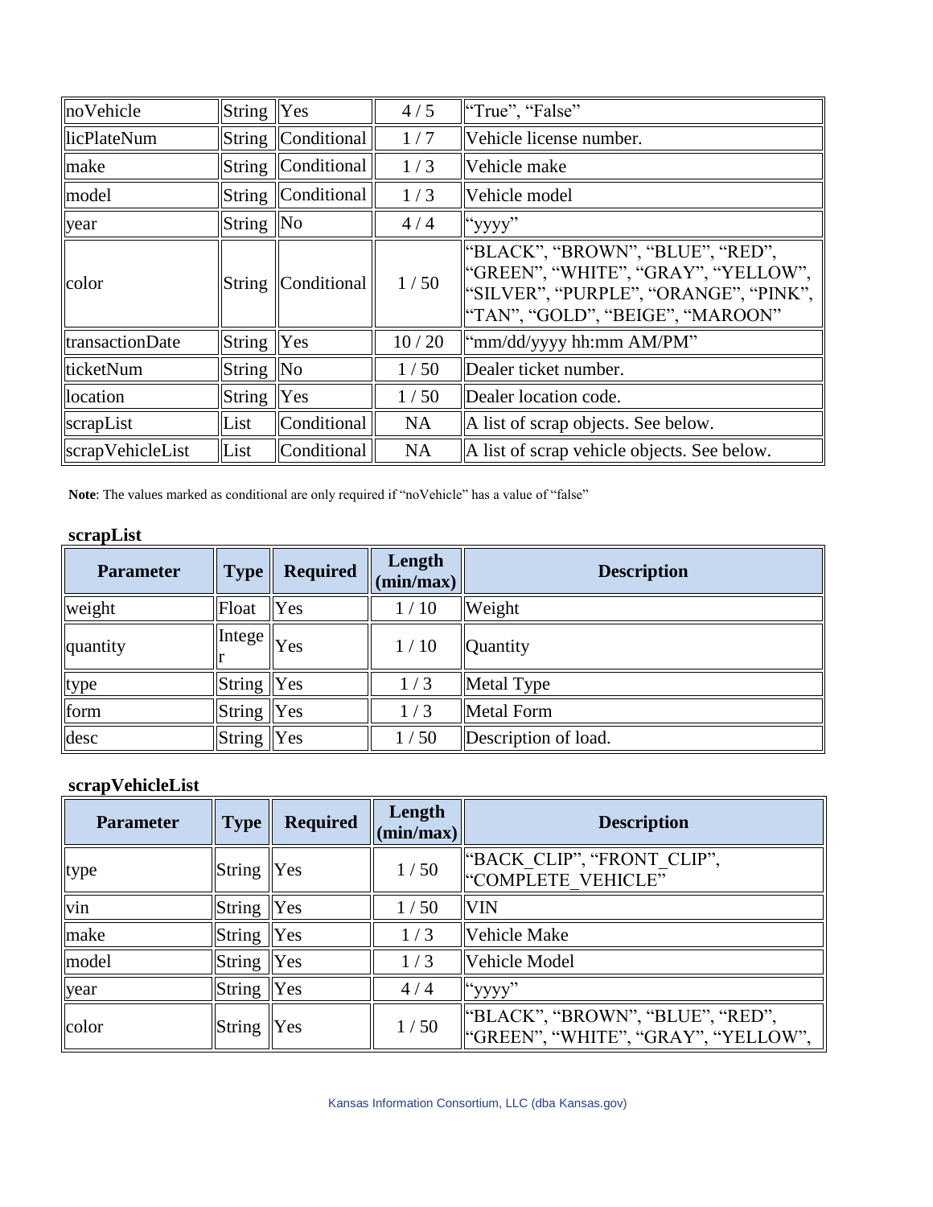| | | | | |
|---|---|---|---|---|
| noVehicle | String | Yes | 4 / 5 | "True", "False" |
| licPlateNum | String | Conditional | 1 / 7 | Vehicle license number. |
| make | String | Conditional | 1 / 3 | Vehicle make |
| model | String | Conditional | 1 / 3 | Vehicle model |
| year | String | No | 4 / 4 | "yyyy" |
| color | String | Conditional | 1 / 50 | "BLACK", "BROWN", "BLUE", "RED", "GREEN", "WHITE", "GRAY", "YELLOW", "SILVER", "PURPLE", "ORANGE", "PINK", "TAN", "GOLD", "BEIGE", "MAROON" |
| transactionDate | String | Yes | 10 / 20 | "mm/dd/yyyy hh:mm AM/PM" |
| ticketNum | String | No | 1 / 50 | Dealer ticket number. |
| location | String | Yes | 1 / 50 | Dealer location code. |
| scrapList | List | Conditional | NA | A list of scrap objects. See below. |
| scrapVehicleList | List | Conditional | NA | A list of scrap vehicle objects. See below. |

**Note**: The values marked as conditional are only required if "noVehicle" has a value of "false"

**scrapList**

| Parameter | Type | Required | Length (min/max) | Description |
|---|---|---|---|---|
| weight | Float | Yes | 1 / 10 | Weight |
| quantity | Integer | Yes | 1 / 10 | Quantity |
| type | String | Yes | 1 / 3 | Metal Type |
| form | String | Yes | 1 / 3 | Metal Form |
| desc | String | Yes | 1 / 50 | Description of load. |

**scrapVehicleList**

| Parameter | Type | Required | Length (min/max) | Description |
|---|---|---|---|---|
| type | String | Yes | 1 / 50 | "BACK_CLIP", "FRONT_CLIP", "COMPLETE_VEHICLE" |
| vin | String | Yes | 1 / 50 | VIN |
| make | String | Yes | 1 / 3 | Vehicle Make |
| model | String | Yes | 1 / 3 | Vehicle Model |
| year | String | Yes | 4 / 4 | "yyyy" |
| color | String | Yes | 1 / 50 | "BLACK", "BROWN", "BLUE", "RED", "GREEN", "WHITE", "GRAY", "YELLOW", |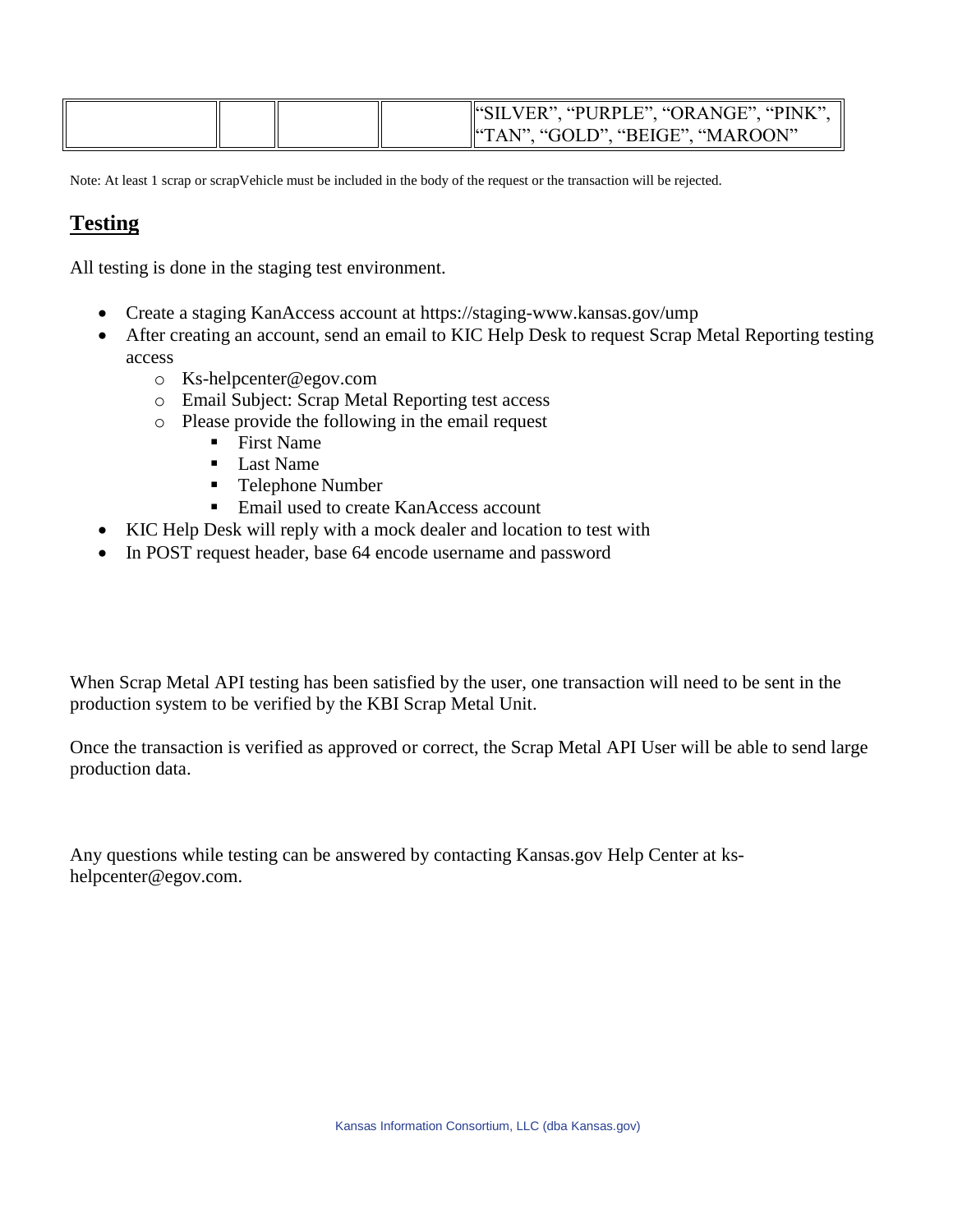| | | | | |
|---|---|---|---|---|
| | | | | "SILVER", "PURPLE", "ORANGE", "PINK", "TAN", "GOLD", "BEIGE", "MAROON" |

Note: At least 1 scrap or scrapVehicle must be included in the body of the request or the transaction will be rejected.

## Testing

All testing is done in the staging test environment.

- Create a staging KanAccess account at https://staging-www.kansas.gov/ump
- After creating an account, send an email to KIC Help Desk to request Scrap Metal Reporting testing access
  - Ks-helpcenter@egov.com
  - Email Subject: Scrap Metal Reporting test access
  - Please provide the following in the email request
    - First Name
    - Last Name
    - Telephone Number
    - Email used to create KanAccess account
- KIC Help Desk will reply with a mock dealer and location to test with
- In POST request header, base 64 encode username and password

When Scrap Metal API testing has been satisfied by the user, one transaction will need to be sent in the production system to be verified by the KBI Scrap Metal Unit.

Once the transaction is verified as approved or correct, the Scrap Metal API User will be able to send large production data.

Any questions while testing can be answered by contacting Kansas.gov Help Center at ks-helpcenter@egov.com.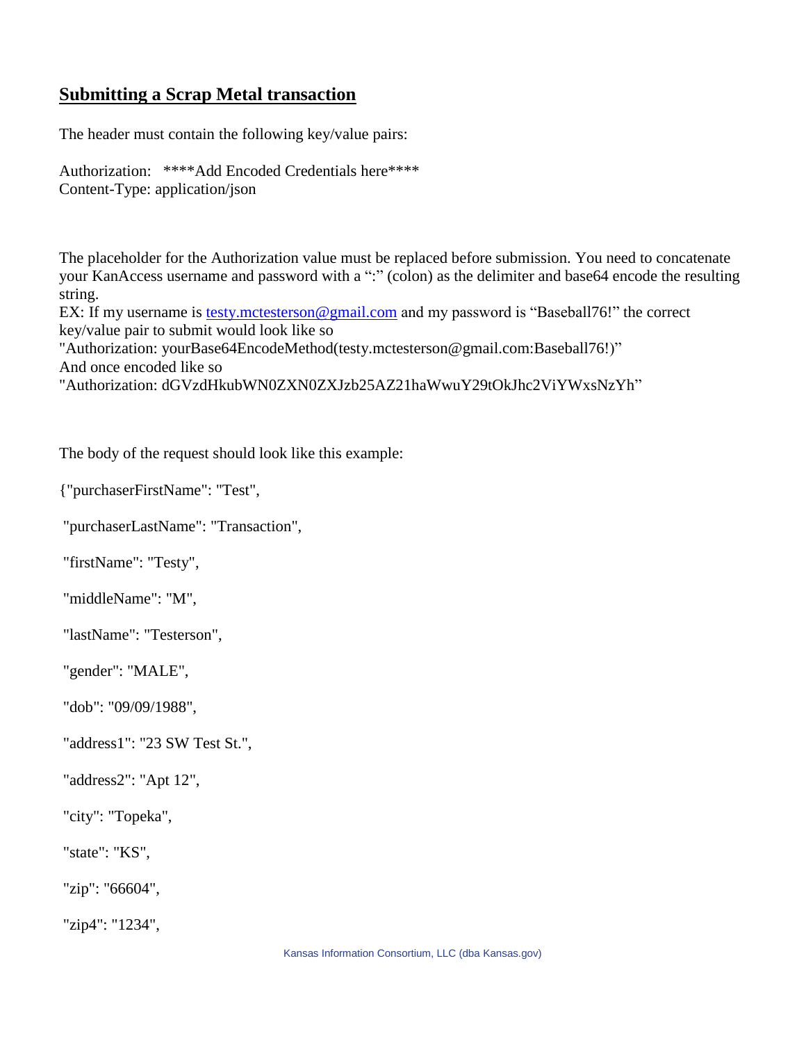## **Submitting a Scrap Metal transaction**

The header must contain the following key/value pairs:

Authorization: ****Add Encoded Credentials here****
Content-Type: application/json

The placeholder for the Authorization value must be replaced before submission. You need to concatenate your KanAccess username and password with a ":" (colon) as the delimiter and base64 encode the resulting string.
EX: If my username is testy.mctesterson@gmail.com and my password is "Baseball76!" the correct key/value pair to submit would look like so
"Authorization: yourBase64EncodeMethod(testy.mctesterson@gmail.com:Baseball76!)"
And once encoded like so
"Authorization: dGVzdHkubWN0ZXN0ZXJzb25AZ21haWwuY29tOkJhc2ViYWxsNzYh"

The body of the request should look like this example:

```
{"purchaserFirstName": "Test",

 "purchaserLastName": "Transaction",

 "firstName": "Testy",

 "middleName": "M",

 "lastName": "Testerson",

 "gender": "MALE",

 "dob": "09/09/1988",

 "address1": "23 SW Test St.",

 "address2": "Apt 12",

 "city": "Topeka",

 "state": "KS",

 "zip": "66604",

 "zip4": "1234",
```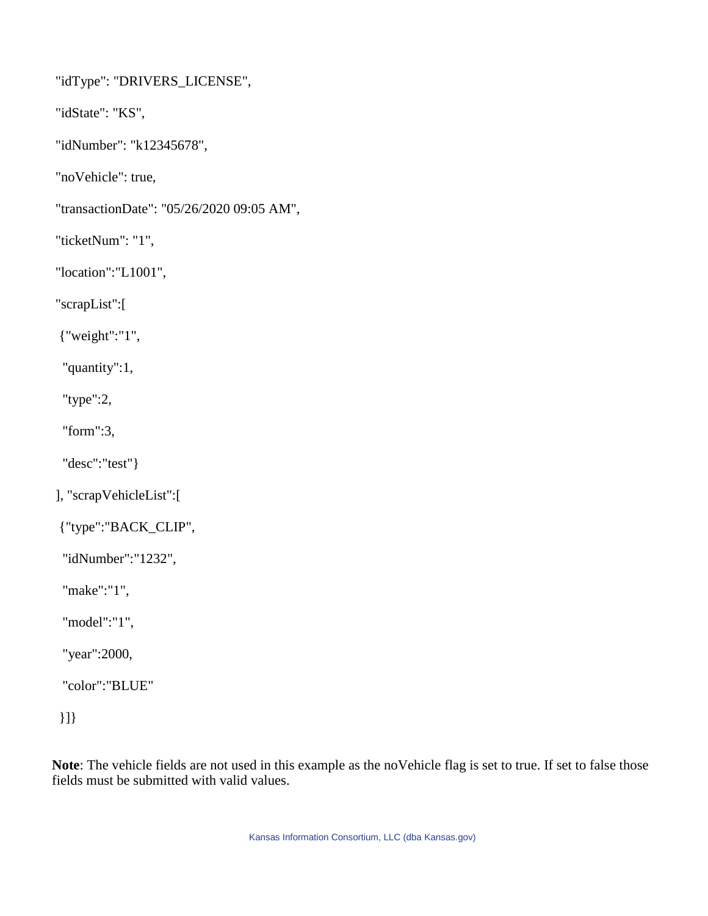```
"idType": "DRIVERS_LICENSE",
"idState": "KS",
"idNumber": "k12345678",
"noVehicle": true,
"transactionDate": "05/26/2020 09:05 AM",
"ticketNum": "1",
"location":"L1001",
"scrapList":[
 {"weight":"1",
  "quantity":1,
  "type":2,
  "form":3,
  "desc":"test"}
], "scrapVehicleList":[
 {"type":"BACK_CLIP",
  "idNumber":"1232",
  "make":"1",
  "model":"1",
  "year":2000,
  "color":"BLUE"
 }]}
```

**Note**: The vehicle fields are not used in this example as the noVehicle flag is set to true. If set to false those fields must be submitted with valid values.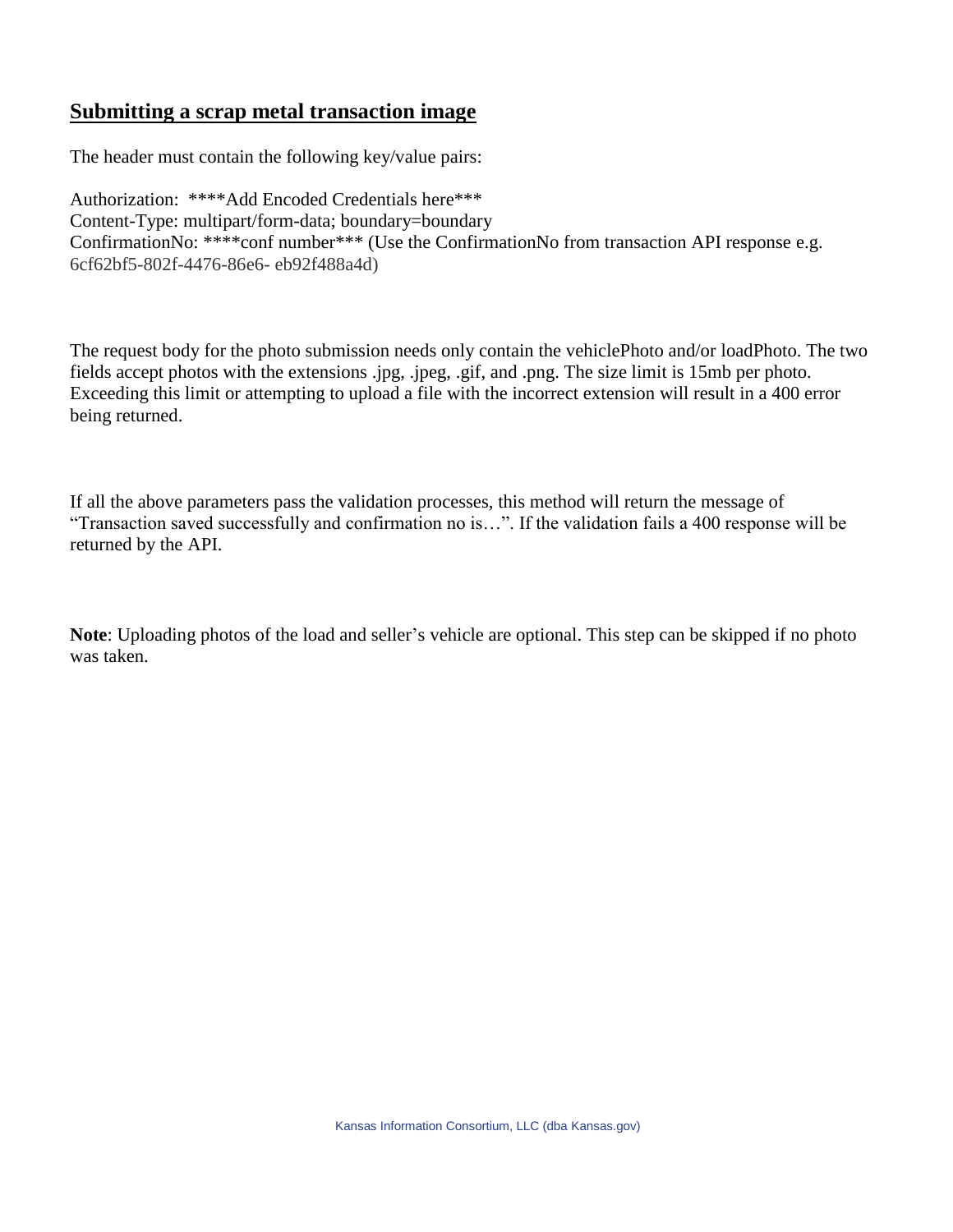## Submitting a scrap metal transaction image

The header must contain the following key/value pairs:

Authorization: ****Add Encoded Credentials here***
Content-Type: multipart/form-data; boundary=boundary
ConfirmationNo: ****conf number*** (Use the ConfirmationNo from transaction API response e.g. 6cf62bf5-802f-4476-86e6- eb92f488a4d)

The request body for the photo submission needs only contain the vehiclePhoto and/or loadPhoto. The two fields accept photos with the extensions .jpg, .jpeg, .gif, and .png. The size limit is 15mb per photo. Exceeding this limit or attempting to upload a file with the incorrect extension will result in a 400 error being returned.

If all the above parameters pass the validation processes, this method will return the message of "Transaction saved successfully and confirmation no is…". If the validation fails a 400 response will be returned by the API.

**Note**: Uploading photos of the load and seller's vehicle are optional. This step can be skipped if no photo was taken.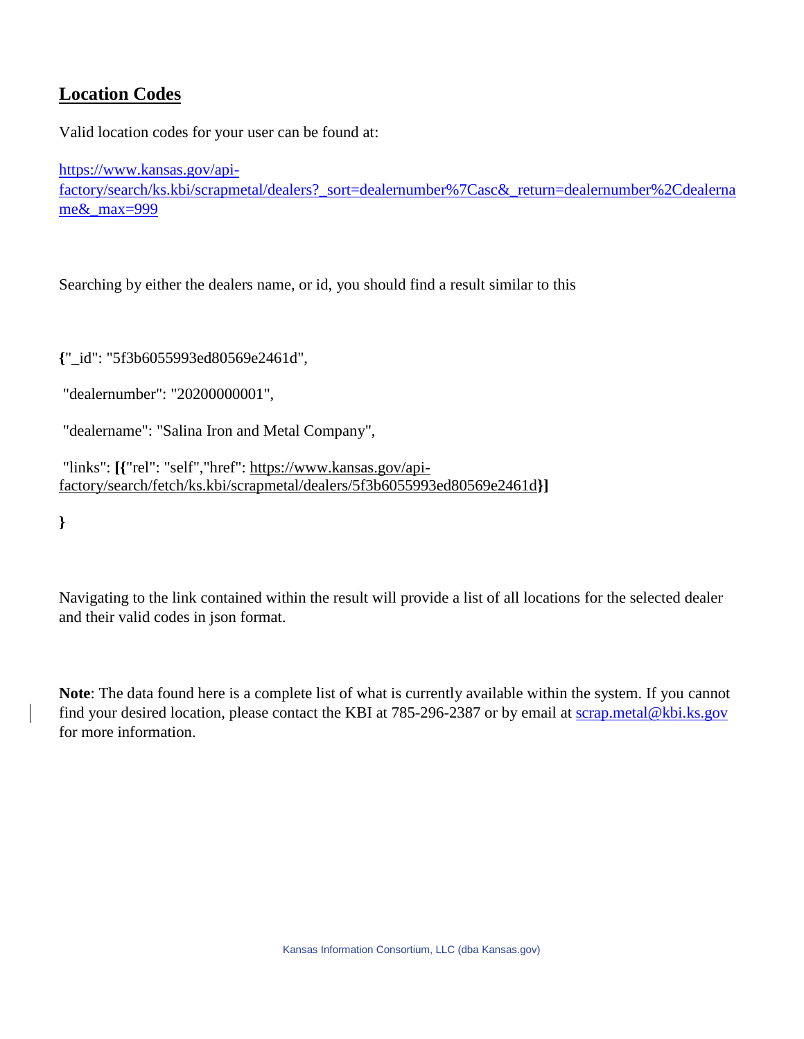## Location Codes

Valid location codes for your user can be found at:

[https://www.kansas.gov/api-factory/search/ks.kbi/scrapmetal/dealers?_sort=dealernumber%7Casc&_return=dealernumber%2Cdealername&_max=999](https://www.kansas.gov/api-factory/search/ks.kbi/scrapmetal/dealers?_sort=dealernumber%7Casc&_return=dealernumber%2Cdealername&_max=999)

Searching by either the dealers name, or id, you should find a result similar to this

```
{"_id": "5f3b6055993ed80569e2461d",
 "dealernumber": "20200000001",
 "dealername": "Salina Iron and Metal Company",
 "links": [{"rel": "self","href": https://www.kansas.gov/api-factory/search/fetch/ks.kbi/scrapmetal/dealers/5f3b6055993ed80569e2461d}]
}
```

Navigating to the link contained within the result will provide a list of all locations for the selected dealer and their valid codes in json format.

**Note**: The data found here is a complete list of what is currently available within the system. If you cannot find your desired location, please contact the KBI at 785-296-2387 or by email at [scrap.metal@kbi.ks.gov](mailto:scrap.metal@kbi.ks.gov) for more information.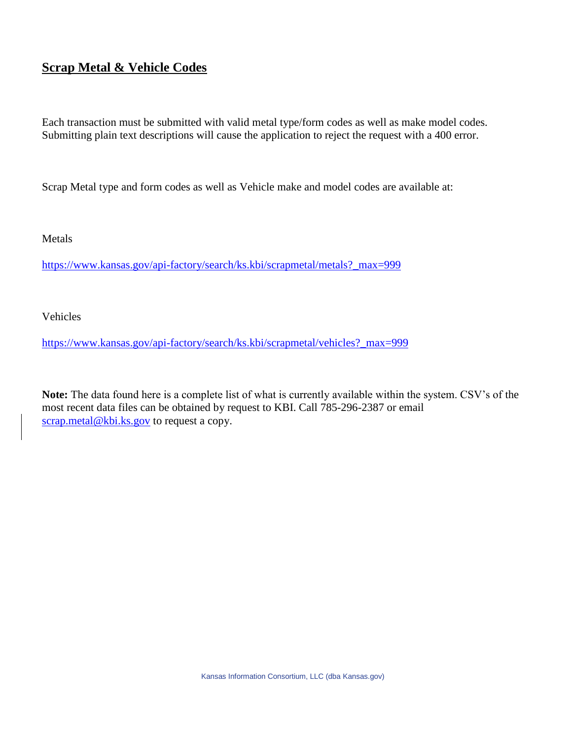## Scrap Metal & Vehicle Codes

Each transaction must be submitted with valid metal type/form codes as well as make model codes. Submitting plain text descriptions will cause the application to reject the request with a 400 error.

Scrap Metal type and form codes as well as Vehicle make and model codes are available at:

Metals

https://www.kansas.gov/api-factory/search/ks.kbi/scrapmetal/metals?_max=999

Vehicles

https://www.kansas.gov/api-factory/search/ks.kbi/scrapmetal/vehicles?_max=999

**Note:** The data found here is a complete list of what is currently available within the system. CSV's of the most recent data files can be obtained by request to KBI. Call 785-296-2387 or email scrap.metal@kbi.ks.gov to request a copy.